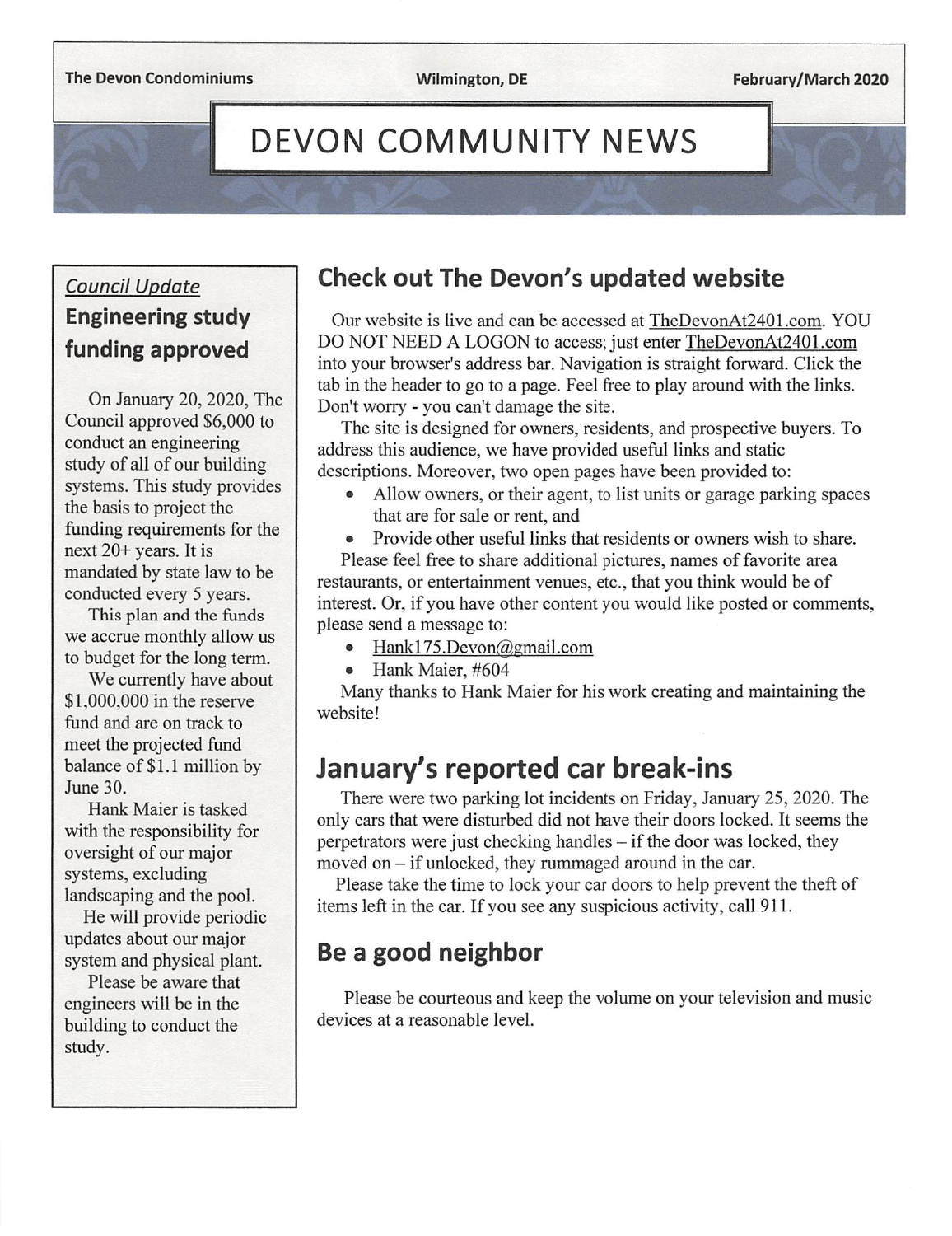The Devon Condominiums | Wilmington, DE | February/March 2020

# DEVON COMMUNITY NEWS

*Council Update*

## Engineering study funding approved

On January 20, 2020, The Council approved $6,000 to conduct an engineering study of all of our building systems. This study provides the basis to project the funding requirements for the next 20+ years. It is mandated by state law to be conducted every 5 years.

This plan and the funds we accrue monthly allow us to budget for the long term.

We currently have about $1,000,000 in the reserve fund and are on track to meet the projected fund balance of $1.1 million by June 30.

Hank Maier is tasked with the responsibility for oversight of our major systems, excluding landscaping and the pool.

He will provide periodic updates about our major system and physical plant.

Please be aware that engineers will be in the building to conduct the study.

## Check out The Devon's updated website

Our website is live and can be accessed at TheDevonAt2401.com. YOU DO NOT NEED A LOGON to access; just enter TheDevonAt2401.com into your browser's address bar. Navigation is straight forward. Click the tab in the header to go to a page. Feel free to play around with the links. Don't worry - you can't damage the site.

The site is designed for owners, residents, and prospective buyers. To address this audience, we have provided useful links and static descriptions. Moreover, two open pages have been provided to:

- Allow owners, or their agent, to list units or garage parking spaces that are for sale or rent, and
- Provide other useful links that residents or owners wish to share.

Please feel free to share additional pictures, names of favorite area restaurants, or entertainment venues, etc., that you think would be of interest. Or, if you have other content you would like posted or comments, please send a message to:

- Hank175.Devon@gmail.com
- Hank Maier, #604

Many thanks to Hank Maier for his work creating and maintaining the website!

## January's reported car break-ins

There were two parking lot incidents on Friday, January 25, 2020. The only cars that were disturbed did not have their doors locked. It seems the perpetrators were just checking handles – if the door was locked, they moved on – if unlocked, they rummaged around in the car.

Please take the time to lock your car doors to help prevent the theft of items left in the car. If you see any suspicious activity, call 911.

## Be a good neighbor

Please be courteous and keep the volume on your television and music devices at a reasonable level.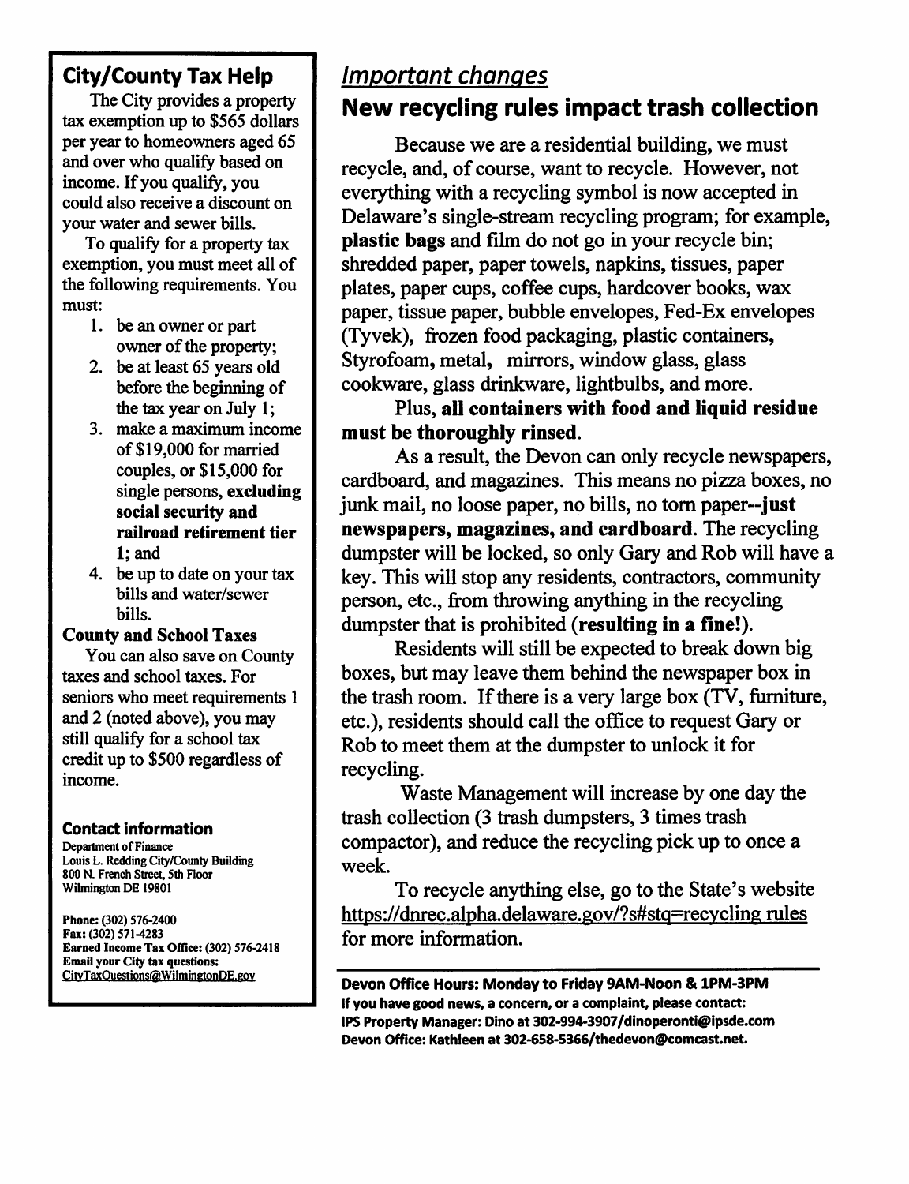## City/County Tax Help

The City provides a property tax exemption up to $565 dollars per year to homeowners aged 65 and over who qualify based on income. If you qualify, you could also receive a discount on your water and sewer bills.

To qualify for a property tax exemption, you must meet all of the following requirements. You must:

1. be an owner or part owner of the property;
2. be at least 65 years old before the beginning of the tax year on July 1;
3. make a maximum income of $19,000 for married couples, or $15,000 for single persons, **excluding social security and railroad retirement tier 1**; and
4. be up to date on your tax bills and water/sewer bills.

**County and School Taxes**

You can also save on County taxes and school taxes. For seniors who meet requirements 1 and 2 (noted above), you may still qualify for a school tax credit up to $500 regardless of income.

### Contact information

**Department of Finance**
**Louis L. Redding City/County Building**
**800 N. French Street, 5th Floor**
**Wilmington DE 19801**

**Phone: (302) 576-2400**
**Fax: (302) 571-4283**
**Earned Income Tax Office: (302) 576-2418**
**Email your City tax questions:**
CityTaxQuestions@WilmingtonDE.gov

## *Important changes*

## New recycling rules impact trash collection

Because we are a residential building, we must recycle, and, of course, want to recycle. However, not everything with a recycling symbol is now accepted in Delaware's single-stream recycling program; for example, **plastic bags** and film do not go in your recycle bin; shredded paper, paper towels, napkins, tissues, paper plates, paper cups, coffee cups, hardcover books, wax paper, tissue paper, bubble envelopes, Fed-Ex envelopes (Tyvek), frozen food packaging, plastic containers, Styrofoam, metal, mirrors, window glass, glass cookware, glass drinkware, lightbulbs, and more.

Plus, **all containers with food and liquid residue must be thoroughly rinsed.**

As a result, the Devon can only recycle newspapers, cardboard, and magazines. This means no pizza boxes, no junk mail, no loose paper, no bills, no torn paper--**just newspapers, magazines, and cardboard**. The recycling dumpster will be locked, so only Gary and Rob will have a key. This will stop any residents, contractors, community person, etc., from throwing anything in the recycling dumpster that is prohibited (**resulting in a fine!**).

Residents will still be expected to break down big boxes, but may leave them behind the newspaper box in the trash room. If there is a very large box (TV, furniture, etc.), residents should call the office to request Gary or Rob to meet them at the dumpster to unlock it for recycling.

Waste Management will increase by one day the trash collection (3 trash dumpsters, 3 times trash compactor), and reduce the recycling pick up to once a week.

To recycle anything else, go to the State's website https://dnrec.alpha.delaware.gov/?s#stq=recycling rules for more information.

---

**Devon Office Hours: Monday to Friday 9AM-Noon & 1PM-3PM**
**If you have good news, a concern, or a complaint, please contact:**
**IPS Property Manager: Dino at 302-994-3907/dinoperonti@ipsde.com**
**Devon Office: Kathleen at 302-658-5366/thedevon@comcast.net.**